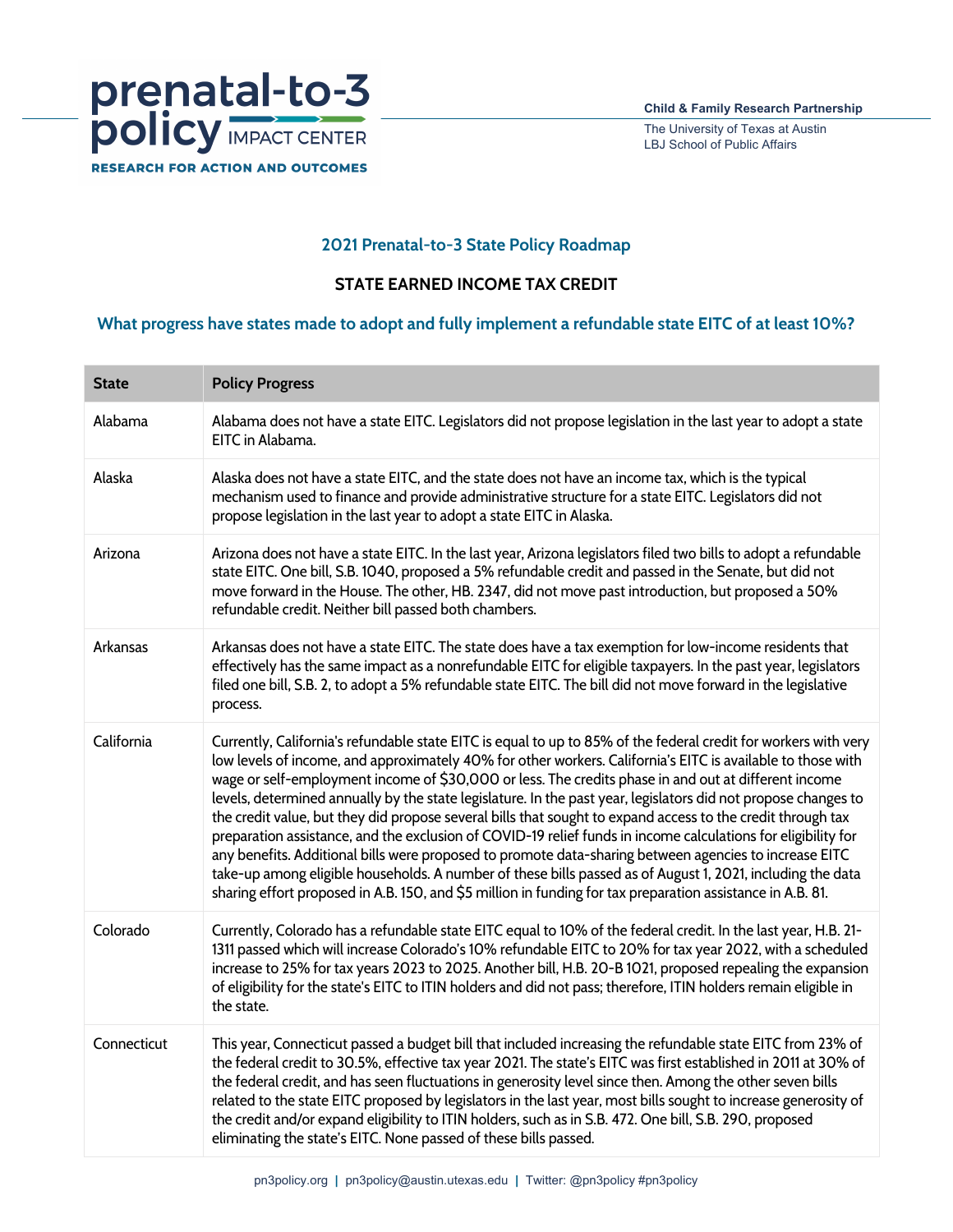prenatal-to-3 policy IMPACT CENTER

RESEARCH FOR ACTION AND OUTCOMES

Child & Family Research Partnership

The University of Texas at Austin
LBJ School of Public Affairs

## 2021 Prenatal-to-3 State Policy Roadmap

### STATE EARNED INCOME TAX CREDIT

### What progress have states made to adopt and fully implement a refundable state EITC of at least 10%?

| State | Policy Progress |
|---|---|
| Alabama | Alabama does not have a state EITC. Legislators did not propose legislation in the last year to adopt a state EITC in Alabama. |
| Alaska | Alaska does not have a state EITC, and the state does not have an income tax, which is the typical mechanism used to finance and provide administrative structure for a state EITC. Legislators did not propose legislation in the last year to adopt a state EITC in Alaska. |
| Arizona | Arizona does not have a state EITC. In the last year, Arizona legislators filed two bills to adopt a refundable state EITC. One bill, S.B. 1040, proposed a 5% refundable credit and passed in the Senate, but did not move forward in the House. The other, HB. 2347, did not move past introduction, but proposed a 50% refundable credit. Neither bill passed both chambers. |
| Arkansas | Arkansas does not have a state EITC. The state does have a tax exemption for low-income residents that effectively has the same impact as a nonrefundable EITC for eligible taxpayers. In the past year, legislators filed one bill, S.B. 2, to adopt a 5% refundable state EITC. The bill did not move forward in the legislative process. |
| California | Currently, California's refundable state EITC is equal to up to 85% of the federal credit for workers with very low levels of income, and approximately 40% for other workers. California's EITC is available to those with wage or self-employment income of $30,000 or less. The credits phase in and out at different income levels, determined annually by the state legislature. In the past year, legislators did not propose changes to the credit value, but they did propose several bills that sought to expand access to the credit through tax preparation assistance, and the exclusion of COVID-19 relief funds in income calculations for eligibility for any benefits. Additional bills were proposed to promote data-sharing between agencies to increase EITC take-up among eligible households. A number of these bills passed as of August 1, 2021, including the data sharing effort proposed in A.B. 150, and $5 million in funding for tax preparation assistance in A.B. 81. |
| Colorado | Currently, Colorado has a refundable state EITC equal to 10% of the federal credit. In the last year, H.B. 21-1311 passed which will increase Colorado's 10% refundable EITC to 20% for tax year 2022, with a scheduled increase to 25% for tax years 2023 to 2025. Another bill, H.B. 20-B 1021, proposed repealing the expansion of eligibility for the state's EITC to ITIN holders and did not pass; therefore, ITIN holders remain eligible in the state. |
| Connecticut | This year, Connecticut passed a budget bill that included increasing the refundable state EITC from 23% of the federal credit to 30.5%, effective tax year 2021. The state's EITC was first established in 2011 at 30% of the federal credit, and has seen fluctuations in generosity level since then. Among the other seven bills related to the state EITC proposed by legislators in the last year, most bills sought to increase generosity of the credit and/or expand eligibility to ITIN holders, such as in S.B. 472. One bill, S.B. 290, proposed eliminating the state's EITC. None passed of these bills passed. |

pn3policy.org | pn3policy@austin.utexas.edu | Twitter: @pn3policy #pn3policy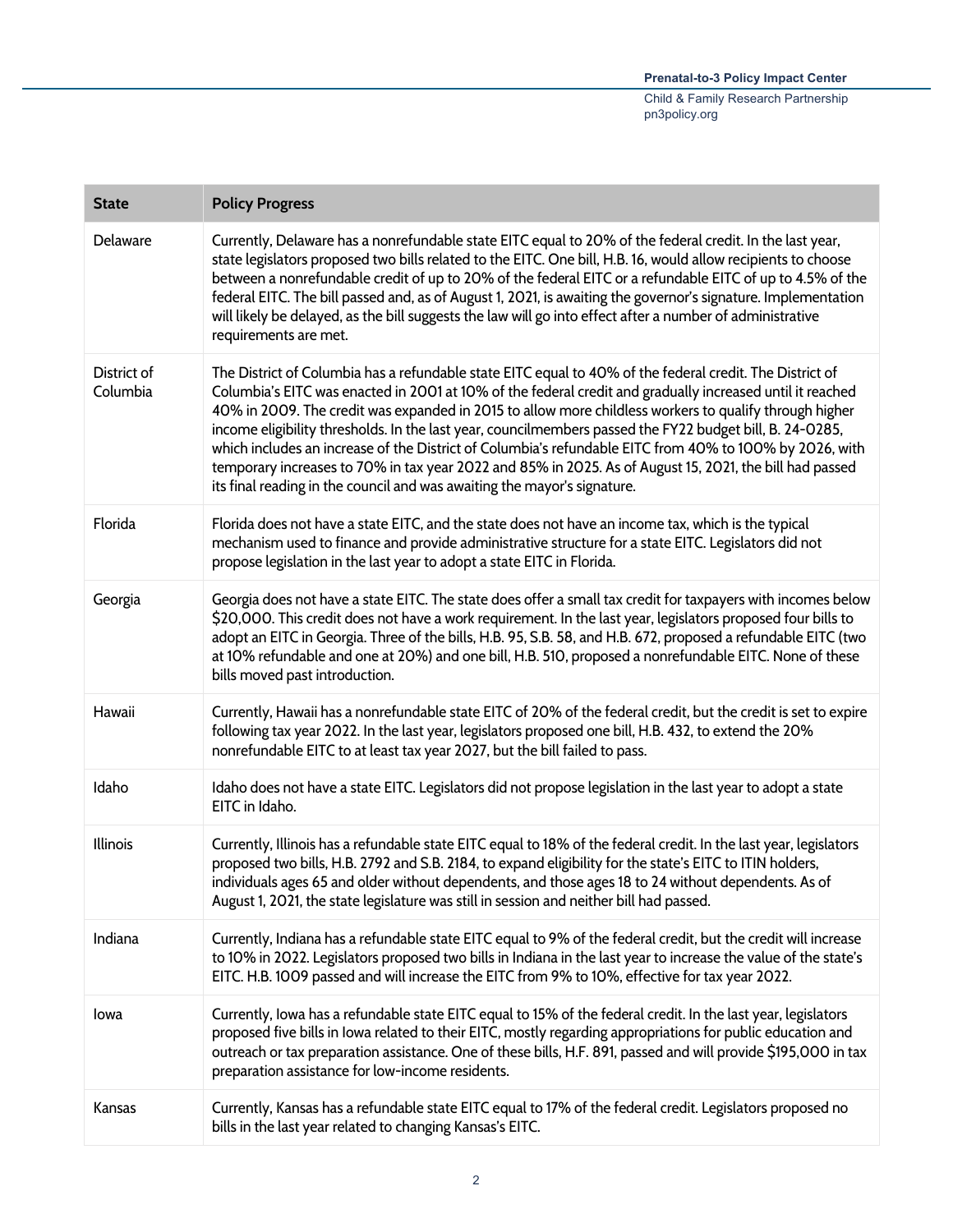| State | Policy Progress |
|---|---|
| Delaware | Currently, Delaware has a nonrefundable state EITC equal to 20% of the federal credit. In the last year, state legislators proposed two bills related to the EITC. One bill, H.B. 16, would allow recipients to choose between a nonrefundable credit of up to 20% of the federal EITC or a refundable EITC of up to 4.5% of the federal EITC. The bill passed and, as of August 1, 2021, is awaiting the governor's signature. Implementation will likely be delayed, as the bill suggests the law will go into effect after a number of administrative requirements are met. |
| District of Columbia | The District of Columbia has a refundable state EITC equal to 40% of the federal credit. The District of Columbia's EITC was enacted in 2001 at 10% of the federal credit and gradually increased until it reached 40% in 2009. The credit was expanded in 2015 to allow more childless workers to qualify through higher income eligibility thresholds. In the last year, councilmembers passed the FY22 budget bill, B. 24-0285, which includes an increase of the District of Columbia's refundable EITC from 40% to 100% by 2026, with temporary increases to 70% in tax year 2022 and 85% in 2025. As of August 15, 2021, the bill had passed its final reading in the council and was awaiting the mayor's signature. |
| Florida | Florida does not have a state EITC, and the state does not have an income tax, which is the typical mechanism used to finance and provide administrative structure for a state EITC. Legislators did not propose legislation in the last year to adopt a state EITC in Florida. |
| Georgia | Georgia does not have a state EITC. The state does offer a small tax credit for taxpayers with incomes below $20,000. This credit does not have a work requirement. In the last year, legislators proposed four bills to adopt an EITC in Georgia. Three of the bills, H.B. 95, S.B. 58, and H.B. 672, proposed a refundable EITC (two at 10% refundable and one at 20%) and one bill, H.B. 510, proposed a nonrefundable EITC. None of these bills moved past introduction. |
| Hawaii | Currently, Hawaii has a nonrefundable state EITC of 20% of the federal credit, but the credit is set to expire following tax year 2022. In the last year, legislators proposed one bill, H.B. 432, to extend the 20% nonrefundable EITC to at least tax year 2027, but the bill failed to pass. |
| Idaho | Idaho does not have a state EITC. Legislators did not propose legislation in the last year to adopt a state EITC in Idaho. |
| Illinois | Currently, Illinois has a refundable state EITC equal to 18% of the federal credit. In the last year, legislators proposed two bills, H.B. 2792 and S.B. 2184, to expand eligibility for the state's EITC to ITIN holders, individuals ages 65 and older without dependents, and those ages 18 to 24 without dependents. As of August 1, 2021, the state legislature was still in session and neither bill had passed. |
| Indiana | Currently, Indiana has a refundable state EITC equal to 9% of the federal credit, but the credit will increase to 10% in 2022. Legislators proposed two bills in Indiana in the last year to increase the value of the state's EITC. H.B. 1009 passed and will increase the EITC from 9% to 10%, effective for tax year 2022. |
| Iowa | Currently, Iowa has a refundable state EITC equal to 15% of the federal credit. In the last year, legislators proposed five bills in Iowa related to their EITC, mostly regarding appropriations for public education and outreach or tax preparation assistance. One of these bills, H.F. 891, passed and will provide $195,000 in tax preparation assistance for low-income residents. |
| Kansas | Currently, Kansas has a refundable state EITC equal to 17% of the federal credit. Legislators proposed no bills in the last year related to changing Kansas's EITC. |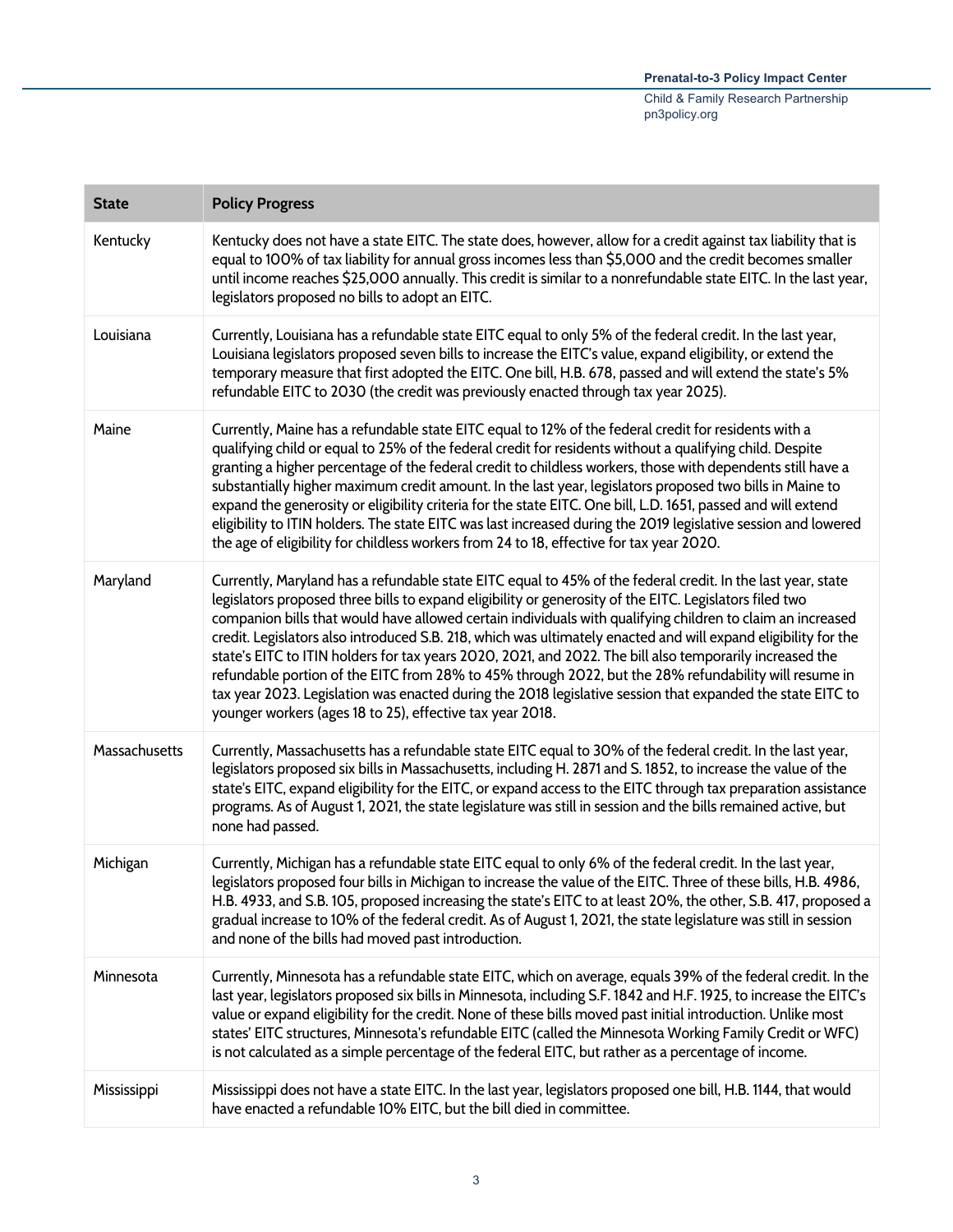| State | Policy Progress |
|---|---|
| Kentucky | Kentucky does not have a state EITC. The state does, however, allow for a credit against tax liability that is equal to 100% of tax liability for annual gross incomes less than $5,000 and the credit becomes smaller until income reaches $25,000 annually. This credit is similar to a nonrefundable state EITC. In the last year, legislators proposed no bills to adopt an EITC. |
| Louisiana | Currently, Louisiana has a refundable state EITC equal to only 5% of the federal credit. In the last year, Louisiana legislators proposed seven bills to increase the EITC's value, expand eligibility, or extend the temporary measure that first adopted the EITC. One bill, H.B. 678, passed and will extend the state's 5% refundable EITC to 2030 (the credit was previously enacted through tax year 2025). |
| Maine | Currently, Maine has a refundable state EITC equal to 12% of the federal credit for residents with a qualifying child or equal to 25% of the federal credit for residents without a qualifying child. Despite granting a higher percentage of the federal credit to childless workers, those with dependents still have a substantially higher maximum credit amount. In the last year, legislators proposed two bills in Maine to expand the generosity or eligibility criteria for the state EITC. One bill, L.D. 1651, passed and will extend eligibility to ITIN holders. The state EITC was last increased during the 2019 legislative session and lowered the age of eligibility for childless workers from 24 to 18, effective for tax year 2020. |
| Maryland | Currently, Maryland has a refundable state EITC equal to 45% of the federal credit. In the last year, state legislators proposed three bills to expand eligibility or generosity of the EITC. Legislators filed two companion bills that would have allowed certain individuals with qualifying children to claim an increased credit. Legislators also introduced S.B. 218, which was ultimately enacted and will expand eligibility for the state's EITC to ITIN holders for tax years 2020, 2021, and 2022. The bill also temporarily increased the refundable portion of the EITC from 28% to 45% through 2022, but the 28% refundability will resume in tax year 2023. Legislation was enacted during the 2018 legislative session that expanded the state EITC to younger workers (ages 18 to 25), effective tax year 2018. |
| Massachusetts | Currently, Massachusetts has a refundable state EITC equal to 30% of the federal credit. In the last year, legislators proposed six bills in Massachusetts, including H. 2871 and S. 1852, to increase the value of the state's EITC, expand eligibility for the EITC, or expand access to the EITC through tax preparation assistance programs. As of August 1, 2021, the state legislature was still in session and the bills remained active, but none had passed. |
| Michigan | Currently, Michigan has a refundable state EITC equal to only 6% of the federal credit. In the last year, legislators proposed four bills in Michigan to increase the value of the EITC. Three of these bills, H.B. 4986, H.B. 4933, and S.B. 105, proposed increasing the state's EITC to at least 20%, the other, S.B. 417, proposed a gradual increase to 10% of the federal credit. As of August 1, 2021, the state legislature was still in session and none of the bills had moved past introduction. |
| Minnesota | Currently, Minnesota has a refundable state EITC, which on average, equals 39% of the federal credit. In the last year, legislators proposed six bills in Minnesota, including S.F. 1842 and H.F. 1925, to increase the EITC's value or expand eligibility for the credit. None of these bills moved past initial introduction. Unlike most states' EITC structures, Minnesota's refundable EITC (called the Minnesota Working Family Credit or WFC) is not calculated as a simple percentage of the federal EITC, but rather as a percentage of income. |
| Mississippi | Mississippi does not have a state EITC. In the last year, legislators proposed one bill, H.B. 1144, that would have enacted a refundable 10% EITC, but the bill died in committee. |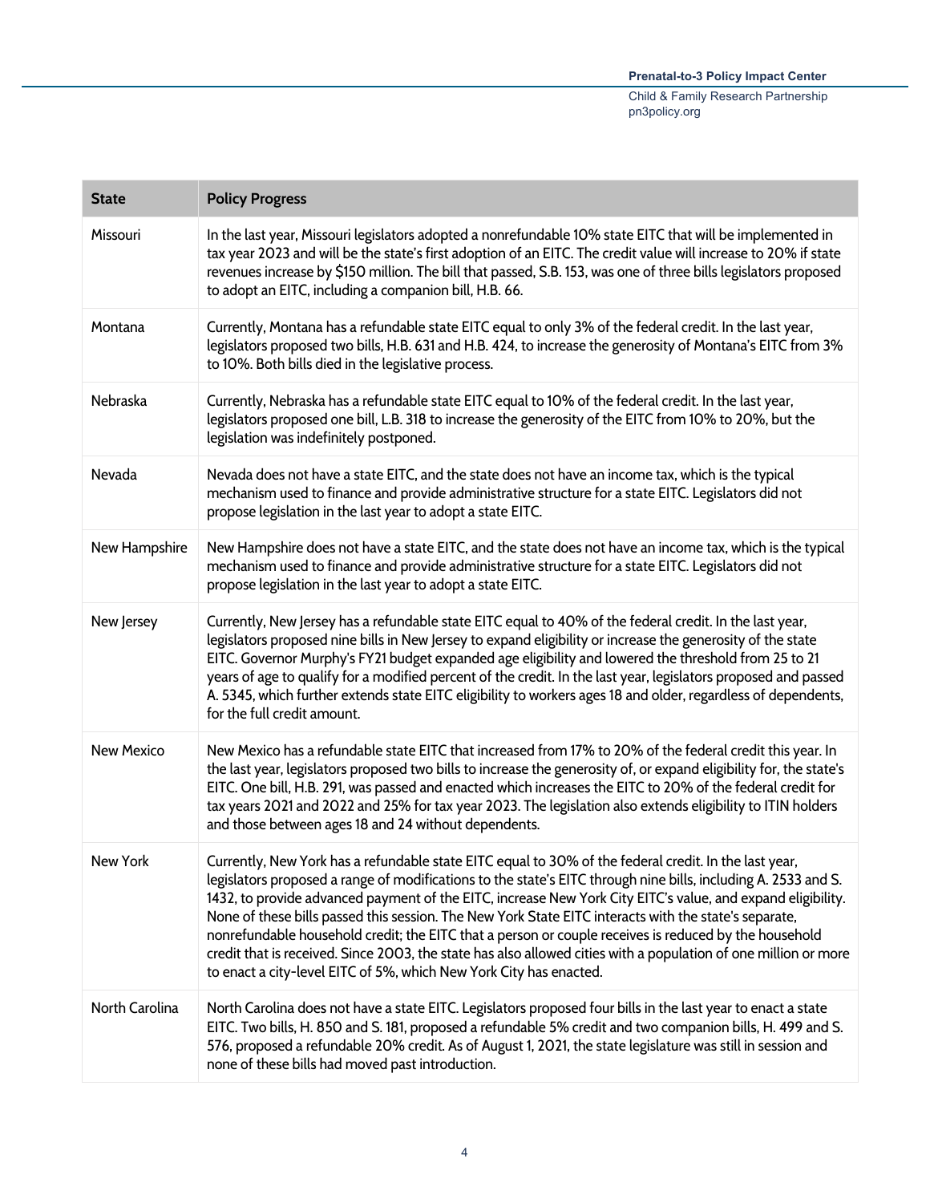| State | Policy Progress |
|---|---|
| Missouri | In the last year, Missouri legislators adopted a nonrefundable 10% state EITC that will be implemented in tax year 2023 and will be the state's first adoption of an EITC. The credit value will increase to 20% if state revenues increase by $150 million. The bill that passed, S.B. 153, was one of three bills legislators proposed to adopt an EITC, including a companion bill, H.B. 66. |
| Montana | Currently, Montana has a refundable state EITC equal to only 3% of the federal credit. In the last year, legislators proposed two bills, H.B. 631 and H.B. 424, to increase the generosity of Montana's EITC from 3% to 10%. Both bills died in the legislative process. |
| Nebraska | Currently, Nebraska has a refundable state EITC equal to 10% of the federal credit. In the last year, legislators proposed one bill, L.B. 318 to increase the generosity of the EITC from 10% to 20%, but the legislation was indefinitely postponed. |
| Nevada | Nevada does not have a state EITC, and the state does not have an income tax, which is the typical mechanism used to finance and provide administrative structure for a state EITC. Legislators did not propose legislation in the last year to adopt a state EITC. |
| New Hampshire | New Hampshire does not have a state EITC, and the state does not have an income tax, which is the typical mechanism used to finance and provide administrative structure for a state EITC. Legislators did not propose legislation in the last year to adopt a state EITC. |
| New Jersey | Currently, New Jersey has a refundable state EITC equal to 40% of the federal credit. In the last year, legislators proposed nine bills in New Jersey to expand eligibility or increase the generosity of the state EITC. Governor Murphy's FY21 budget expanded age eligibility and lowered the threshold from 25 to 21 years of age to qualify for a modified percent of the credit. In the last year, legislators proposed and passed A. 5345, which further extends state EITC eligibility to workers ages 18 and older, regardless of dependents, for the full credit amount. |
| New Mexico | New Mexico has a refundable state EITC that increased from 17% to 20% of the federal credit this year. In the last year, legislators proposed two bills to increase the generosity of, or expand eligibility for, the state's EITC. One bill, H.B. 291, was passed and enacted which increases the EITC to 20% of the federal credit for tax years 2021 and 2022 and 25% for tax year 2023. The legislation also extends eligibility to ITIN holders and those between ages 18 and 24 without dependents. |
| New York | Currently, New York has a refundable state EITC equal to 30% of the federal credit. In the last year, legislators proposed a range of modifications to the state's EITC through nine bills, including A. 2533 and S. 1432, to provide advanced payment of the EITC, increase New York City EITC's value, and expand eligibility. None of these bills passed this session. The New York State EITC interacts with the state's separate, nonrefundable household credit; the EITC that a person or couple receives is reduced by the household credit that is received. Since 2003, the state has also allowed cities with a population of one million or more to enact a city-level EITC of 5%, which New York City has enacted. |
| North Carolina | North Carolina does not have a state EITC. Legislators proposed four bills in the last year to enact a state EITC. Two bills, H. 850 and S. 181, proposed a refundable 5% credit and two companion bills, H. 499 and S. 576, proposed a refundable 20% credit. As of August 1, 2021, the state legislature was still in session and none of these bills had moved past introduction. |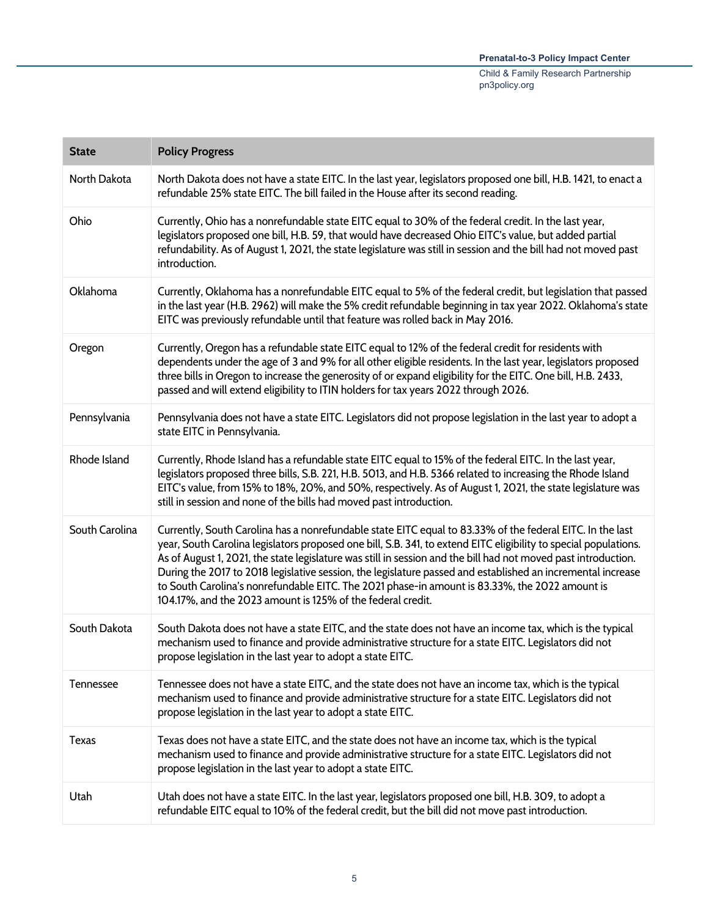| State | Policy Progress |
| --- | --- |
| North Dakota | North Dakota does not have a state EITC. In the last year, legislators proposed one bill, H.B. 1421, to enact a refundable 25% state EITC. The bill failed in the House after its second reading. |
| Ohio | Currently, Ohio has a nonrefundable state EITC equal to 30% of the federal credit. In the last year, legislators proposed one bill, H.B. 59, that would have decreased Ohio EITC's value, but added partial refundability. As of August 1, 2021, the state legislature was still in session and the bill had not moved past introduction. |
| Oklahoma | Currently, Oklahoma has a nonrefundable EITC equal to 5% of the federal credit, but legislation that passed in the last year (H.B. 2962) will make the 5% credit refundable beginning in tax year 2022. Oklahoma's state EITC was previously refundable until that feature was rolled back in May 2016. |
| Oregon | Currently, Oregon has a refundable state EITC equal to 12% of the federal credit for residents with dependents under the age of 3 and 9% for all other eligible residents. In the last year, legislators proposed three bills in Oregon to increase the generosity of or expand eligibility for the EITC. One bill, H.B. 2433, passed and will extend eligibility to ITIN holders for tax years 2022 through 2026. |
| Pennsylvania | Pennsylvania does not have a state EITC. Legislators did not propose legislation in the last year to adopt a state EITC in Pennsylvania. |
| Rhode Island | Currently, Rhode Island has a refundable state EITC equal to 15% of the federal EITC. In the last year, legislators proposed three bills, S.B. 221, H.B. 5013, and H.B. 5366 related to increasing the Rhode Island EITC's value, from 15% to 18%, 20%, and 50%, respectively. As of August 1, 2021, the state legislature was still in session and none of the bills had moved past introduction. |
| South Carolina | Currently, South Carolina has a nonrefundable state EITC equal to 83.33% of the federal EITC. In the last year, South Carolina legislators proposed one bill, S.B. 341, to extend EITC eligibility to special populations. As of August 1, 2021, the state legislature was still in session and the bill had not moved past introduction. During the 2017 to 2018 legislative session, the legislature passed and established an incremental increase to South Carolina's nonrefundable EITC. The 2021 phase-in amount is 83.33%, the 2022 amount is 104.17%, and the 2023 amount is 125% of the federal credit. |
| South Dakota | South Dakota does not have a state EITC, and the state does not have an income tax, which is the typical mechanism used to finance and provide administrative structure for a state EITC. Legislators did not propose legislation in the last year to adopt a state EITC. |
| Tennessee | Tennessee does not have a state EITC, and the state does not have an income tax, which is the typical mechanism used to finance and provide administrative structure for a state EITC. Legislators did not propose legislation in the last year to adopt a state EITC. |
| Texas | Texas does not have a state EITC, and the state does not have an income tax, which is the typical mechanism used to finance and provide administrative structure for a state EITC. Legislators did not propose legislation in the last year to adopt a state EITC. |
| Utah | Utah does not have a state EITC. In the last year, legislators proposed one bill, H.B. 309, to adopt a refundable EITC equal to 10% of the federal credit, but the bill did not move past introduction. |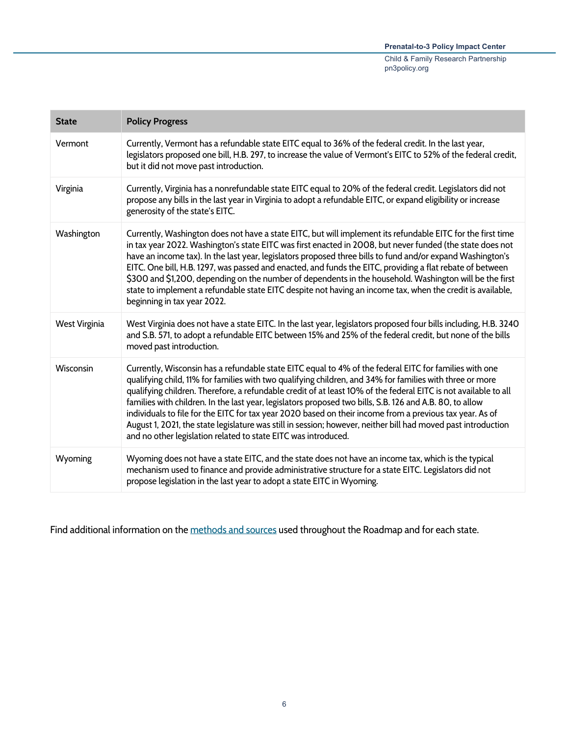| State | Policy Progress |
|---|---|
| Vermont | Currently, Vermont has a refundable state EITC equal to 36% of the federal credit. In the last year, legislators proposed one bill, H.B. 297, to increase the value of Vermont's EITC to 52% of the federal credit, but it did not move past introduction. |
| Virginia | Currently, Virginia has a nonrefundable state EITC equal to 20% of the federal credit. Legislators did not propose any bills in the last year in Virginia to adopt a refundable EITC, or expand eligibility or increase generosity of the state's EITC. |
| Washington | Currently, Washington does not have a state EITC, but will implement its refundable EITC for the first time in tax year 2022. Washington's state EITC was first enacted in 2008, but never funded (the state does not have an income tax). In the last year, legislators proposed three bills to fund and/or expand Washington's EITC. One bill, H.B. 1297, was passed and enacted, and funds the EITC, providing a flat rebate of between \$300 and \$1,200, depending on the number of dependents in the household. Washington will be the first state to implement a refundable state EITC despite not having an income tax, when the credit is available, beginning in tax year 2022. |
| West Virginia | West Virginia does not have a state EITC. In the last year, legislators proposed four bills including, H.B. 3240 and S.B. 571, to adopt a refundable EITC between 15% and 25% of the federal credit, but none of the bills moved past introduction. |
| Wisconsin | Currently, Wisconsin has a refundable state EITC equal to 4% of the federal EITC for families with one qualifying child, 11% for families with two qualifying children, and 34% for families with three or more qualifying children. Therefore, a refundable credit of at least 10% of the federal EITC is not available to all families with children. In the last year, legislators proposed two bills, S.B. 126 and A.B. 80, to allow individuals to file for the EITC for tax year 2020 based on their income from a previous tax year. As of August 1, 2021, the state legislature was still in session; however, neither bill had moved past introduction and no other legislation related to state EITC was introduced. |
| Wyoming | Wyoming does not have a state EITC, and the state does not have an income tax, which is the typical mechanism used to finance and provide administrative structure for a state EITC. Legislators did not propose legislation in the last year to adopt a state EITC in Wyoming. |

Find additional information on the methods and sources used throughout the Roadmap and for each state.